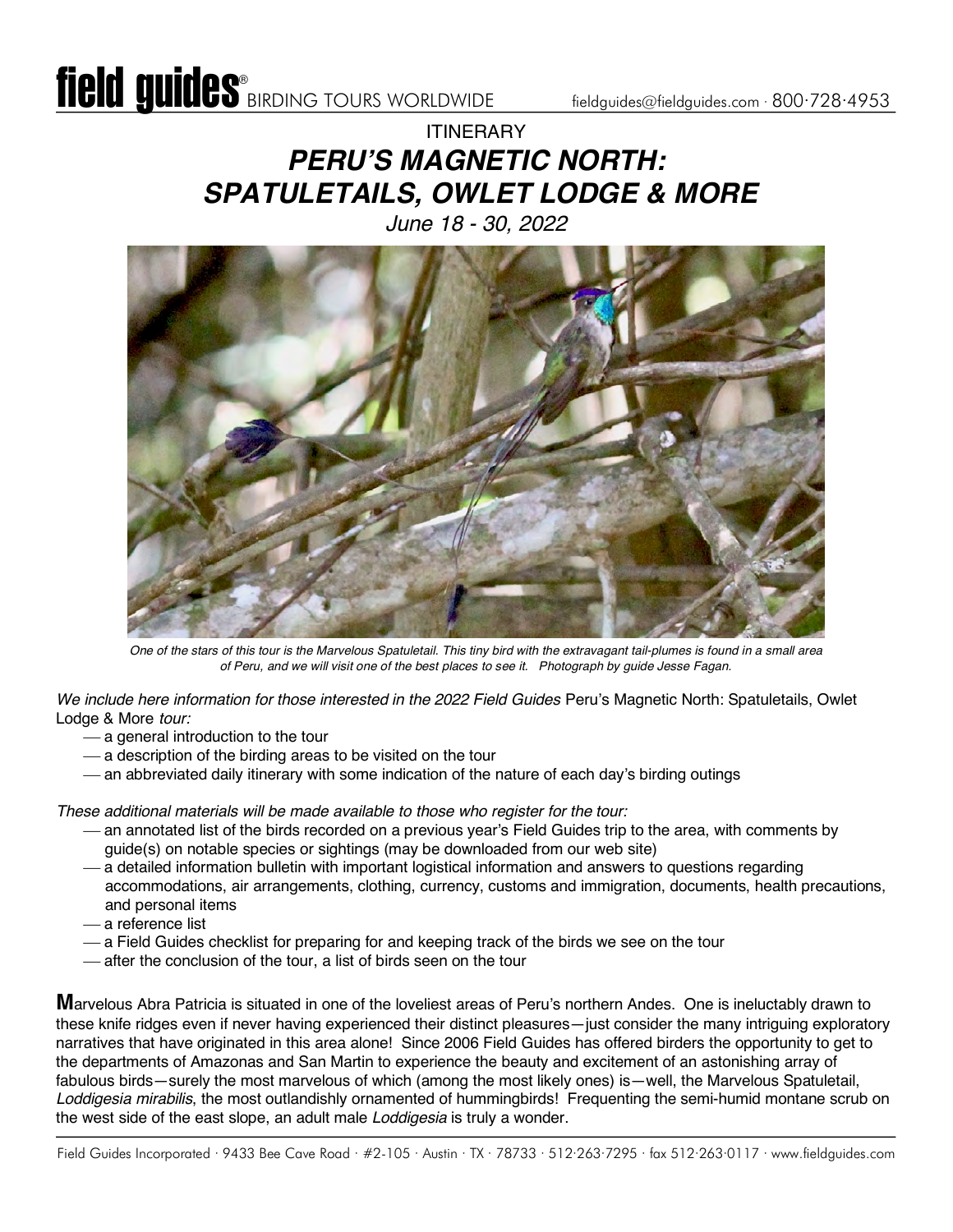ITINERARY

# *PERU'S MAGNETIC NORTH: SPATULETAILS, OWLET LODGE & MORE*

*June 18 - 30, 2022*

*One of the stars of this tour is the Marvelous Spatuletail. This tiny bird with the extravagant tail-plumes is found in a small area of Peru, and we will visit one of the best places to see it. Photograph by guide Jesse Fagan.*

*We include here information for those interested in the 2022 Field Guides* Peru's Magnetic North: Spatuletails, Owlet Lodge & More *tour:*

- a general introduction to the tour
- a description of the birding areas to be visited on the tour
- an abbreviated daily itinerary with some indication of the nature of each day's birding outings

*These additional materials will be made available to those who register for the tour:*

- an annotated list of the birds recorded on a previous year's Field Guides trip to the area, with comments by guide(s) on notable species or sightings (may be downloaded from our web site)
- a detailed information bulletin with important logistical information and answers to questions regarding accommodations, air arrangements, clothing, currency, customs and immigration, documents, health precautions, and personal items
- a reference list
- a Field Guides checklist for preparing for and keeping track of the birds we see on the tour
- after the conclusion of the tour, a list of birds seen on the tour

**M**arvelous Abra Patricia is situated in one of the loveliest areas of Peru's northern Andes. One is ineluctably drawn to these knife ridges even if never having experienced their distinct pleasures—just consider the many intriguing exploratory narratives that have originated in this area alone! Since 2006 Field Guides has offered birders the opportunity to get to the departments of Amazonas and San Martin to experience the beauty and excitement of an astonishing array of fabulous birds—surely the most marvelous of which (among the most likely ones) is—well, the Marvelous Spatuletail, *Loddigesia mirabilis*, the most outlandishly ornamented of hummingbirds! Frequenting the semi-humid montane scrub on the west side of the east slope, an adult male *Loddigesia* is truly a wonder.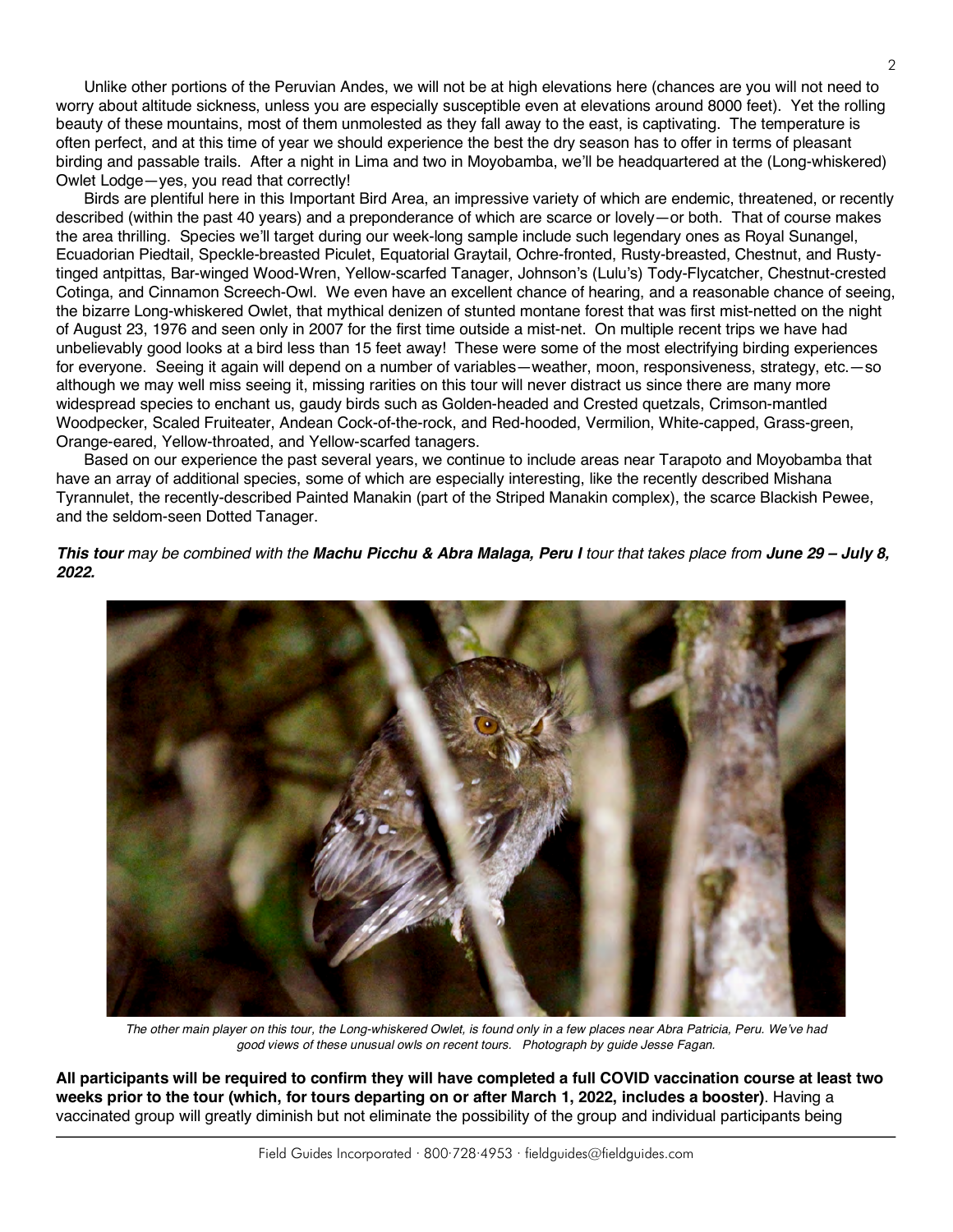Unlike other portions of the Peruvian Andes, we will not be at high elevations here (chances are you will not need to worry about altitude sickness, unless you are especially susceptible even at elevations around 8000 feet). Yet the rolling beauty of these mountains, most of them unmolested as they fall away to the east, is captivating. The temperature is often perfect, and at this time of year we should experience the best the dry season has to offer in terms of pleasant birding and passable trails. After a night in Lima and two in Moyobamba, we'll be headquartered at the (Long-whiskered) Owlet Lodge—yes, you read that correctly!

Birds are plentiful here in this Important Bird Area, an impressive variety of which are endemic, threatened, or recently described (within the past 40 years) and a preponderance of which are scarce or lovely—or both. That of course makes the area thrilling. Species we'll target during our week-long sample include such legendary ones as Royal Sunangel, Ecuadorian Piedtail, Speckle-breasted Piculet, Equatorial Graytail, Ochre-fronted, Rusty-breasted, Chestnut, and Rusty-tinged antpittas, Bar-winged Wood-Wren, Yellow-scarfed Tanager, Johnson's (Lulu's) Tody-Flycatcher, Chestnut-crested Cotinga, and Cinnamon Screech-Owl. We even have an excellent chance of hearing, and a reasonable chance of seeing, the bizarre Long-whiskered Owlet, that mythical denizen of stunted montane forest that was first mist-netted on the night of August 23, 1976 and seen only in 2007 for the first time outside a mist-net. On multiple recent trips we have had unbelievably good looks at a bird less than 15 feet away! These were some of the most electrifying birding experiences for everyone. Seeing it again will depend on a number of variables—weather, moon, responsiveness, strategy, etc.—so although we may well miss seeing it, missing rarities on this tour will never distract us since there are many more widespread species to enchant us, gaudy birds such as Golden-headed and Crested quetzals, Crimson-mantled Woodpecker, Scaled Fruiteater, Andean Cock-of-the-rock, and Red-hooded, Vermilion, White-capped, Grass-green, Orange-eared, Yellow-throated, and Yellow-scarfed tanagers.

Based on our experience the past several years, we continue to include areas near Tarapoto and Moyobamba that have an array of additional species, some of which are especially interesting, like the recently described Mishana Tyrannulet, the recently-described Painted Manakin (part of the Striped Manakin complex), the scarce Blackish Pewee, and the seldom-seen Dotted Tanager.

***This tour** may be combined with the **Machu Picchu & Abra Malaga, Peru I** tour that takes place from **June 29 – July 8, 2022.***

*The other main player on this tour, the Long-whiskered Owlet, is found only in a few places near Abra Patricia, Peru. We've had good views of these unusual owls on recent tours. Photograph by guide Jesse Fagan.*

**All participants will be required to confirm they will have completed a full COVID vaccination course at least two weeks prior to the tour (which, for tours departing on or after March 1, 2022, includes a booster)**. Having a vaccinated group will greatly diminish but not eliminate the possibility of the group and individual participants being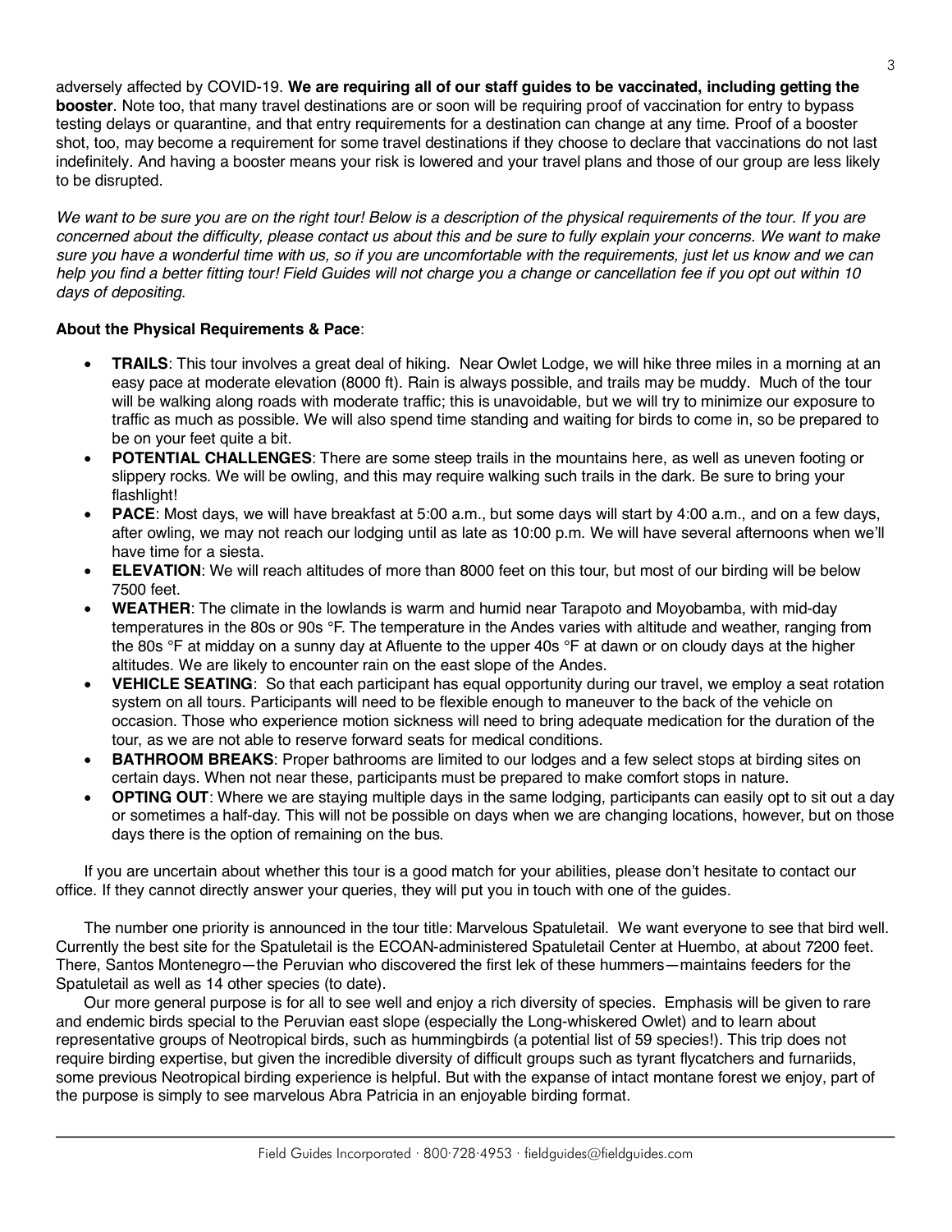adversely affected by COVID-19. **We are requiring all of our staff guides to be vaccinated, including getting the booster**. Note too, that many travel destinations are or soon will be requiring proof of vaccination for entry to bypass testing delays or quarantine, and that entry requirements for a destination can change at any time. Proof of a booster shot, too, may become a requirement for some travel destinations if they choose to declare that vaccinations do not last indefinitely. And having a booster means your risk is lowered and your travel plans and those of our group are less likely to be disrupted.

*We want to be sure you are on the right tour! Below is a description of the physical requirements of the tour. If you are concerned about the difficulty, please contact us about this and be sure to fully explain your concerns. We want to make sure you have a wonderful time with us, so if you are uncomfortable with the requirements, just let us know and we can help you find a better fitting tour! Field Guides will not charge you a change or cancellation fee if you opt out within 10 days of depositing.*

**About the Physical Requirements & Pace**:

- **TRAILS**: This tour involves a great deal of hiking. Near Owlet Lodge, we will hike three miles in a morning at an easy pace at moderate elevation (8000 ft). Rain is always possible, and trails may be muddy. Much of the tour will be walking along roads with moderate traffic; this is unavoidable, but we will try to minimize our exposure to traffic as much as possible. We will also spend time standing and waiting for birds to come in, so be prepared to be on your feet quite a bit.
- **POTENTIAL CHALLENGES**: There are some steep trails in the mountains here, as well as uneven footing or slippery rocks. We will be owling, and this may require walking such trails in the dark. Be sure to bring your flashlight!
- **PACE**: Most days, we will have breakfast at 5:00 a.m., but some days will start by 4:00 a.m., and on a few days, after owling, we may not reach our lodging until as late as 10:00 p.m. We will have several afternoons when we'll have time for a siesta.
- **ELEVATION**: We will reach altitudes of more than 8000 feet on this tour, but most of our birding will be below 7500 feet.
- **WEATHER**: The climate in the lowlands is warm and humid near Tarapoto and Moyobamba, with mid-day temperatures in the 80s or 90s °F. The temperature in the Andes varies with altitude and weather, ranging from the 80s °F at midday on a sunny day at Afluente to the upper 40s °F at dawn or on cloudy days at the higher altitudes. We are likely to encounter rain on the east slope of the Andes.
- **VEHICLE SEATING**: So that each participant has equal opportunity during our travel, we employ a seat rotation system on all tours. Participants will need to be flexible enough to maneuver to the back of the vehicle on occasion. Those who experience motion sickness will need to bring adequate medication for the duration of the tour, as we are not able to reserve forward seats for medical conditions.
- **BATHROOM BREAKS**: Proper bathrooms are limited to our lodges and a few select stops at birding sites on certain days. When not near these, participants must be prepared to make comfort stops in nature.
- **OPTING OUT**: Where we are staying multiple days in the same lodging, participants can easily opt to sit out a day or sometimes a half-day. This will not be possible on days when we are changing locations, however, but on those days there is the option of remaining on the bus.

If you are uncertain about whether this tour is a good match for your abilities, please don't hesitate to contact our office. If they cannot directly answer your queries, they will put you in touch with one of the guides.

The number one priority is announced in the tour title: Marvelous Spatuletail. We want everyone to see that bird well. Currently the best site for the Spatuletail is the ECOAN-administered Spatuletail Center at Huembo, at about 7200 feet. There, Santos Montenegro—the Peruvian who discovered the first lek of these hummers—maintains feeders for the Spatuletail as well as 14 other species (to date).

Our more general purpose is for all to see well and enjoy a rich diversity of species. Emphasis will be given to rare and endemic birds special to the Peruvian east slope (especially the Long-whiskered Owlet) and to learn about representative groups of Neotropical birds, such as hummingbirds (a potential list of 59 species!). This trip does not require birding expertise, but given the incredible diversity of difficult groups such as tyrant flycatchers and furnariids, some previous Neotropical birding experience is helpful. But with the expanse of intact montane forest we enjoy, part of the purpose is simply to see marvelous Abra Patricia in an enjoyable birding format.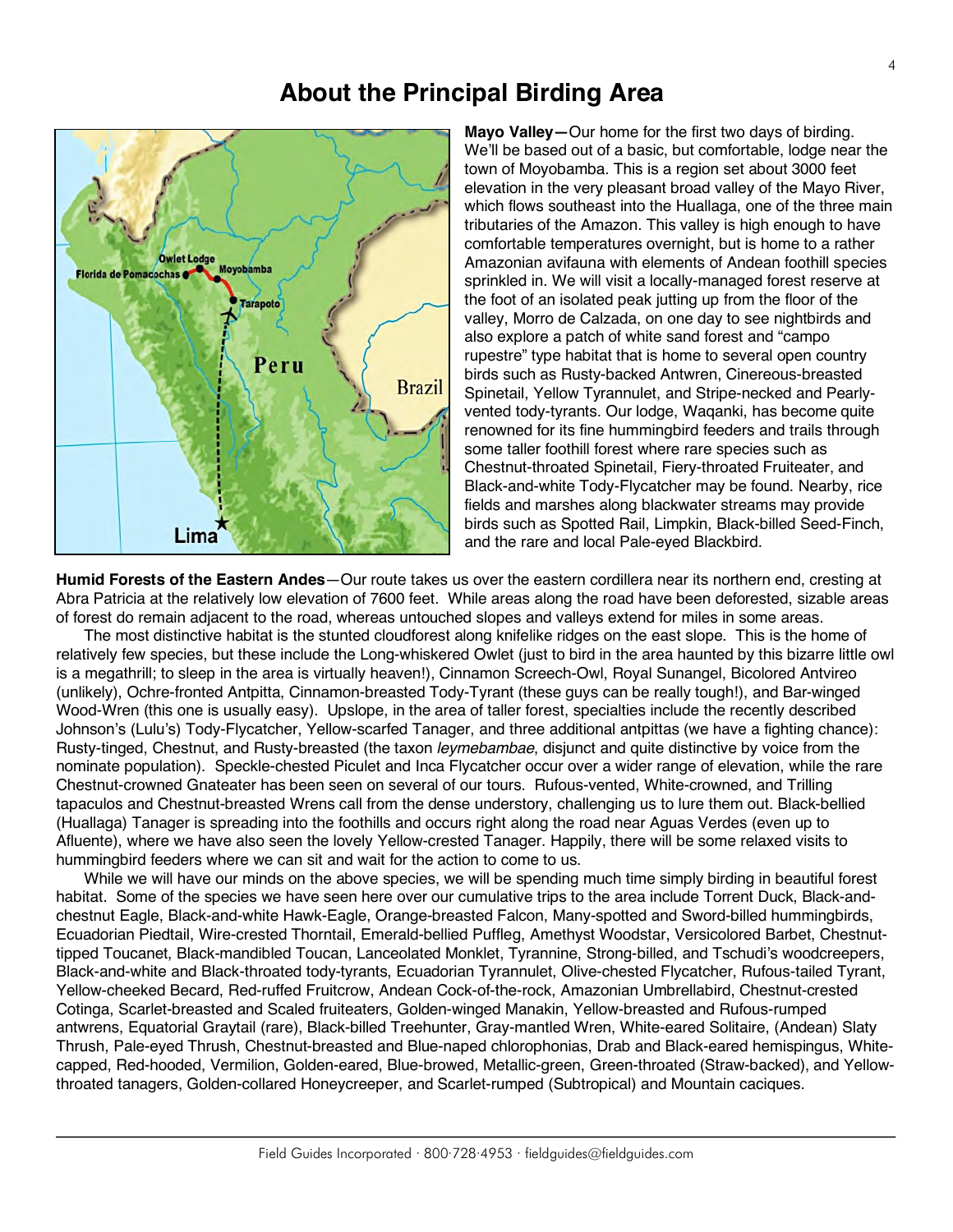# About the Principal Birding Area

**Mayo Valley—**Our home for the first two days of birding. We'll be based out of a basic, but comfortable, lodge near the town of Moyobamba. This is a region set about 3000 feet elevation in the very pleasant broad valley of the Mayo River, which flows southeast into the Huallaga, one of the three main tributaries of the Amazon. This valley is high enough to have comfortable temperatures overnight, but is home to a rather Amazonian avifauna with elements of Andean foothill species sprinkled in. We will visit a locally-managed forest reserve at the foot of an isolated peak jutting up from the floor of the valley, Morro de Calzada, on one day to see nightbirds and also explore a patch of white sand forest and "campo rupestre" type habitat that is home to several open country birds such as Rusty-backed Antwren, Cinereous-breasted Spinetail, Yellow Tyrannulet, and Stripe-necked and Pearly-vented tody-tyrants. Our lodge, Waqanki, has become quite renowned for its fine hummingbird feeders and trails through some taller foothill forest where rare species such as Chestnut-throated Spinetail, Fiery-throated Fruiteater, and Black-and-white Tody-Flycatcher may be found. Nearby, rice fields and marshes along blackwater streams may provide birds such as Spotted Rail, Limpkin, Black-billed Seed-Finch, and the rare and local Pale-eyed Blackbird.

**Humid Forests of the Eastern Andes**—Our route takes us over the eastern cordillera near its northern end, cresting at Abra Patricia at the relatively low elevation of 7600 feet. While areas along the road have been deforested, sizable areas of forest do remain adjacent to the road, whereas untouched slopes and valleys extend for miles in some areas.

The most distinctive habitat is the stunted cloudforest along knifelike ridges on the east slope. This is the home of relatively few species, but these include the Long-whiskered Owlet (just to bird in the area haunted by this bizarre little owl is a megathrill; to sleep in the area is virtually heaven!), Cinnamon Screech-Owl, Royal Sunangel, Bicolored Antvireo (unlikely), Ochre-fronted Antpitta, Cinnamon-breasted Tody-Tyrant (these guys can be really tough!), and Bar-winged Wood-Wren (this one is usually easy). Upslope, in the area of taller forest, specialties include the recently described Johnson's (Lulu's) Tody-Flycatcher, Yellow-scarfed Tanager, and three additional antpittas (we have a fighting chance): Rusty-tinged, Chestnut, and Rusty-breasted (the taxon *leymebambae*, disjunct and quite distinctive by voice from the nominate population). Speckle-chested Piculet and Inca Flycatcher occur over a wider range of elevation, while the rare Chestnut-crowned Gnateater has been seen on several of our tours. Rufous-vented, White-crowned, and Trilling tapaculos and Chestnut-breasted Wrens call from the dense understory, challenging us to lure them out. Black-bellied (Huallaga) Tanager is spreading into the foothills and occurs right along the road near Aguas Verdes (even up to Afluente), where we have also seen the lovely Yellow-crested Tanager. Happily, there will be some relaxed visits to hummingbird feeders where we can sit and wait for the action to come to us.

While we will have our minds on the above species, we will be spending much time simply birding in beautiful forest habitat. Some of the species we have seen here over our cumulative trips to the area include Torrent Duck, Black-and-chestnut Eagle, Black-and-white Hawk-Eagle, Orange-breasted Falcon, Many-spotted and Sword-billed hummingbirds, Ecuadorian Piedtail, Wire-crested Thorntail, Emerald-bellied Puffleg, Amethyst Woodstar, Versicolored Barbet, Chestnut-tipped Toucanet, Black-mandibled Toucan, Lanceolated Monklet, Tyrannine, Strong-billed, and Tschudi's woodcreepers, Black-and-white and Black-throated tody-tyrants, Ecuadorian Tyrannulet, Olive-chested Flycatcher, Rufous-tailed Tyrant, Yellow-cheeked Becard, Red-ruffed Fruitcrow, Andean Cock-of-the-rock, Amazonian Umbrellabird, Chestnut-crested Cotinga, Scarlet-breasted and Scaled fruiteaters, Golden-winged Manakin, Yellow-breasted and Rufous-rumped antwrens, Equatorial Graytail (rare), Black-billed Treehunter, Gray-mantled Wren, White-eared Solitaire, (Andean) Slaty Thrush, Pale-eyed Thrush, Chestnut-breasted and Blue-naped chlorophonias, Drab and Black-eared hemispingus, White-capped, Red-hooded, Vermilion, Golden-eared, Blue-browed, Metallic-green, Green-throated (Straw-backed), and Yellow-throated tanagers, Golden-collared Honeycreeper, and Scarlet-rumped (Subtropical) and Mountain caciques.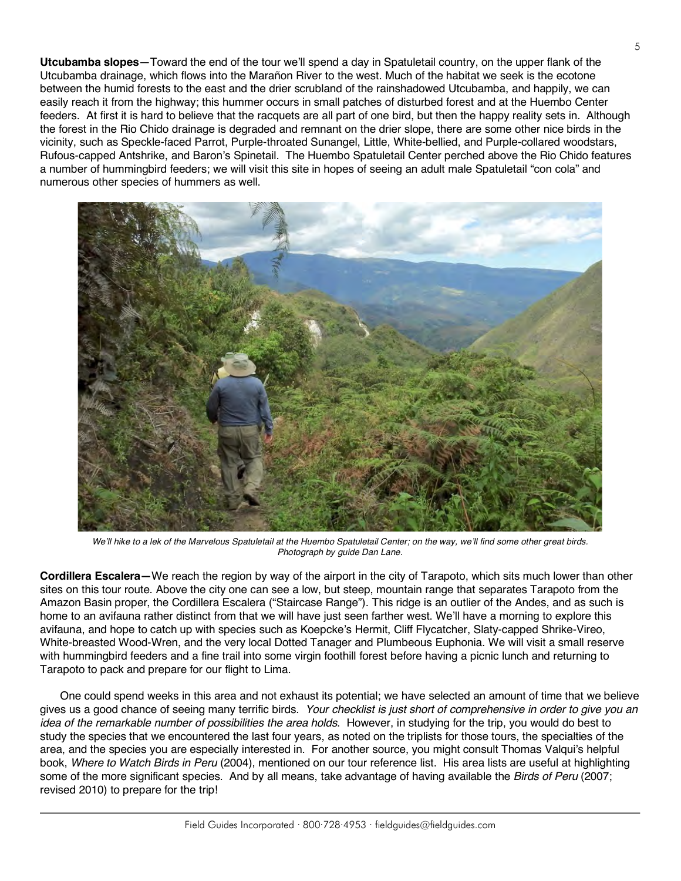**Utcubamba slopes**—Toward the end of the tour we'll spend a day in Spatuletail country, on the upper flank of the Utcubamba drainage, which flows into the Marañon River to the west. Much of the habitat we seek is the ecotone between the humid forests to the east and the drier scrubland of the rainshadowed Utcubamba, and happily, we can easily reach it from the highway; this hummer occurs in small patches of disturbed forest and at the Huembo Center feeders. At first it is hard to believe that the racquets are all part of one bird, but then the happy reality sets in. Although the forest in the Rio Chido drainage is degraded and remnant on the drier slope, there are some other nice birds in the vicinity, such as Speckle-faced Parrot, Purple-throated Sunangel, Little, White-bellied, and Purple-collared woodstars, Rufous-capped Antshrike, and Baron's Spinetail. The Huembo Spatuletail Center perched above the Rio Chido features a number of hummingbird feeders; we will visit this site in hopes of seeing an adult male Spatuletail "con cola" and numerous other species of hummers as well.

*We'll hike to a lek of the Marvelous Spatuletail at the Huembo Spatuletail Center; on the way, we'll find some other great birds. Photograph by guide Dan Lane.*

**Cordillera Escalera—**We reach the region by way of the airport in the city of Tarapoto, which sits much lower than other sites on this tour route. Above the city one can see a low, but steep, mountain range that separates Tarapoto from the Amazon Basin proper, the Cordillera Escalera ("Staircase Range"). This ridge is an outlier of the Andes, and as such is home to an avifauna rather distinct from that we will have just seen farther west. We'll have a morning to explore this avifauna, and hope to catch up with species such as Koepcke's Hermit, Cliff Flycatcher, Slaty-capped Shrike-Vireo, White-breasted Wood-Wren, and the very local Dotted Tanager and Plumbeous Euphonia. We will visit a small reserve with hummingbird feeders and a fine trail into some virgin foothill forest before having a picnic lunch and returning to Tarapoto to pack and prepare for our flight to Lima.

One could spend weeks in this area and not exhaust its potential; we have selected an amount of time that we believe gives us a good chance of seeing many terrific birds. *Your checklist is just short of comprehensive in order to give you an idea of the remarkable number of possibilities the area holds.* However, in studying for the trip, you would do best to study the species that we encountered the last four years, as noted on the triplists for those tours, the specialties of the area, and the species you are especially interested in. For another source, you might consult Thomas Valqui's helpful book, *Where to Watch Birds in Peru* (2004), mentioned on our tour reference list. His area lists are useful at highlighting some of the more significant species. And by all means, take advantage of having available the *Birds of Peru* (2007; revised 2010) to prepare for the trip!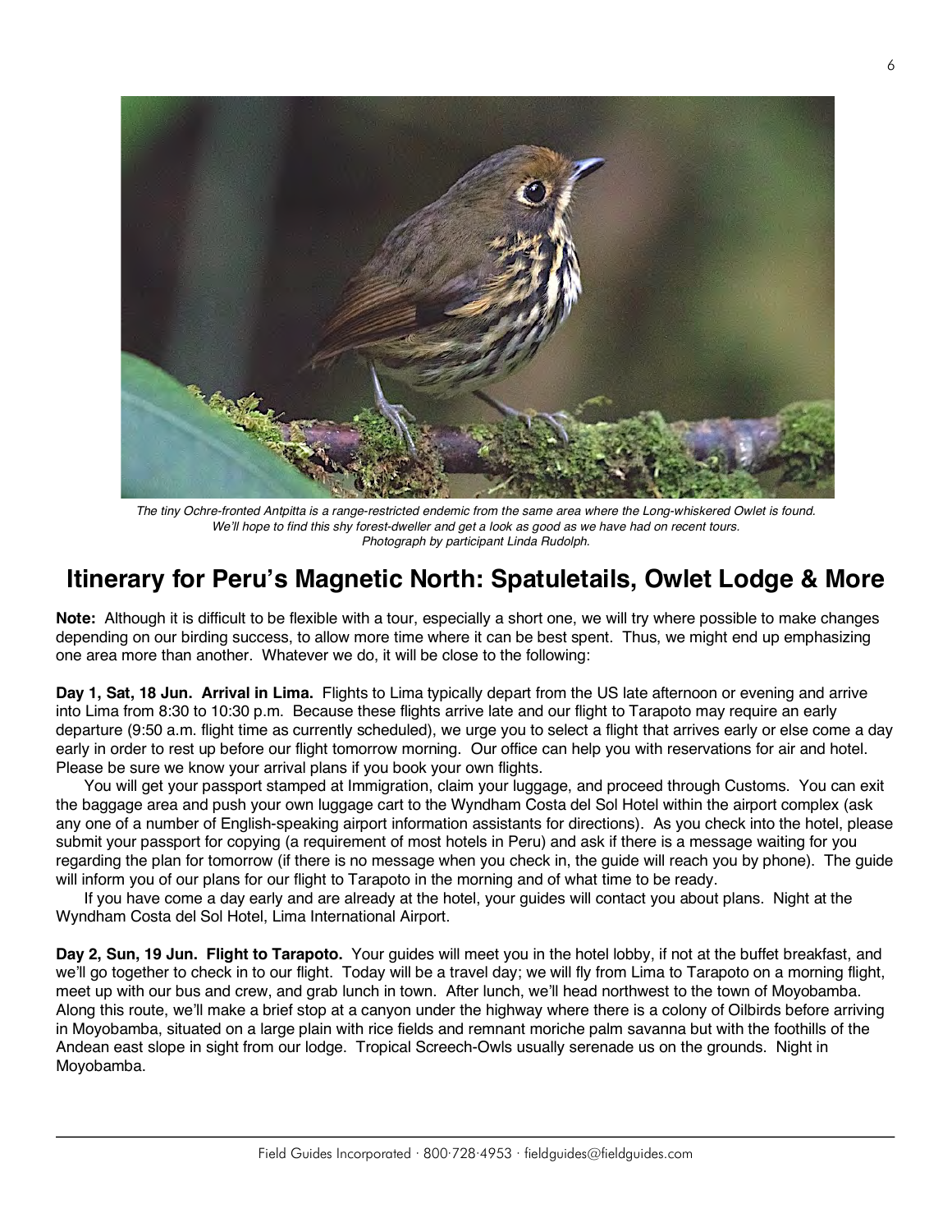*The tiny Ochre-fronted Antpitta is a range-restricted endemic from the same area where the Long-whiskered Owlet is found. We'll hope to find this shy forest-dweller and get a look as good as we have had on recent tours. Photograph by participant Linda Rudolph.*

# Itinerary for Peru's Magnetic North: Spatuletails, Owlet Lodge & More

**Note:** Although it is difficult to be flexible with a tour, especially a short one, we will try where possible to make changes depending on our birding success, to allow more time where it can be best spent. Thus, we might end up emphasizing one area more than another. Whatever we do, it will be close to the following:

**Day 1, Sat, 18 Jun. Arrival in Lima.** Flights to Lima typically depart from the US late afternoon or evening and arrive into Lima from 8:30 to 10:30 p.m. Because these flights arrive late and our flight to Tarapoto may require an early departure (9:50 a.m. flight time as currently scheduled), we urge you to select a flight that arrives early or else come a day early in order to rest up before our flight tomorrow morning. Our office can help you with reservations for air and hotel. Please be sure we know your arrival plans if you book your own flights.

You will get your passport stamped at Immigration, claim your luggage, and proceed through Customs. You can exit the baggage area and push your own luggage cart to the Wyndham Costa del Sol Hotel within the airport complex (ask any one of a number of English-speaking airport information assistants for directions). As you check into the hotel, please submit your passport for copying (a requirement of most hotels in Peru) and ask if there is a message waiting for you regarding the plan for tomorrow (if there is no message when you check in, the guide will reach you by phone). The guide will inform you of our plans for our flight to Tarapoto in the morning and of what time to be ready.

If you have come a day early and are already at the hotel, your guides will contact you about plans. Night at the Wyndham Costa del Sol Hotel, Lima International Airport.

**Day 2, Sun, 19 Jun. Flight to Tarapoto.** Your guides will meet you in the hotel lobby, if not at the buffet breakfast, and we'll go together to check in to our flight. Today will be a travel day; we will fly from Lima to Tarapoto on a morning flight, meet up with our bus and crew, and grab lunch in town. After lunch, we'll head northwest to the town of Moyobamba. Along this route, we'll make a brief stop at a canyon under the highway where there is a colony of Oilbirds before arriving in Moyobamba, situated on a large plain with rice fields and remnant moriche palm savanna but with the foothills of the Andean east slope in sight from our lodge. Tropical Screech-Owls usually serenade us on the grounds. Night in Moyobamba.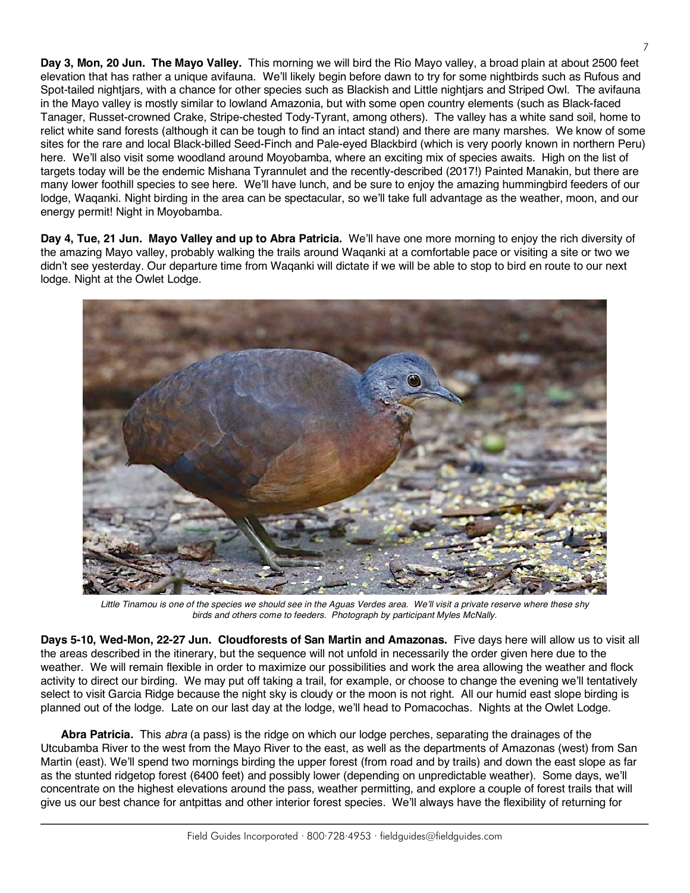**Day 3, Mon, 20 Jun. The Mayo Valley.** This morning we will bird the Río Mayo valley, a broad plain at about 2500 feet elevation that has rather a unique avifauna. We'll likely begin before dawn to try for some nightbirds such as Rufous and Spot-tailed nightjars, with a chance for other species such as Blackish and Little nightjars and Striped Owl. The avifauna in the Mayo valley is mostly similar to lowland Amazonia, but with some open country elements (such as Black-faced Tanager, Russet-crowned Crake, Stripe-chested Tody-Tyrant, among others). The valley has a white sand soil, home to relict white sand forests (although it can be tough to find an intact stand) and there are many marshes. We know of some sites for the rare and local Black-billed Seed-Finch and Pale-eyed Blackbird (which is very poorly known in northern Peru) here. We'll also visit some woodland around Moyobamba, where an exciting mix of species awaits. High on the list of targets today will be the endemic Mishana Tyrannulet and the recently-described (2017!) Painted Manakin, but there are many lower foothill species to see here. We'll have lunch, and be sure to enjoy the amazing hummingbird feeders of our lodge, Waqanki. Night birding in the area can be spectacular, so we'll take full advantage as the weather, moon, and our energy permit! Night in Moyobamba.

**Day 4, Tue, 21 Jun. Mayo Valley and up to Abra Patricia.** We'll have one more morning to enjoy the rich diversity of the amazing Mayo valley, probably walking the trails around Waqanki at a comfortable pace or visiting a site or two we didn't see yesterday. Our departure time from Waqanki will dictate if we will be able to stop to bird en route to our next lodge. Night at the Owlet Lodge.

*Little Tinamou is one of the species we should see in the Aguas Verdes area. We'll visit a private reserve where these shy birds and others come to feeders. Photograph by participant Myles McNally.*

**Days 5-10, Wed-Mon, 22-27 Jun. Cloudforests of San Martin and Amazonas.** Five days here will allow us to visit all the areas described in the itinerary, but the sequence will not unfold in necessarily the order given here due to the weather. We will remain flexible in order to maximize our possibilities and work the area allowing the weather and flock activity to direct our birding. We may put off taking a trail, for example, or choose to change the evening we'll tentatively select to visit Garcia Ridge because the night sky is cloudy or the moon is not right. All our humid east slope birding is planned out of the lodge. Late on our last day at the lodge, we'll head to Pomacochas. Nights at the Owlet Lodge.

**Abra Patricia.** This *abra* (a pass) is the ridge on which our lodge perches, separating the drainages of the Utcubamba River to the west from the Mayo River to the east, as well as the departments of Amazonas (west) from San Martin (east). We'll spend two mornings birding the upper forest (from road and by trails) and down the east slope as far as the stunted ridgetop forest (6400 feet) and possibly lower (depending on unpredictable weather). Some days, we'll concentrate on the highest elevations around the pass, weather permitting, and explore a couple of forest trails that will give us our best chance for antpittas and other interior forest species. We'll always have the flexibility of returning for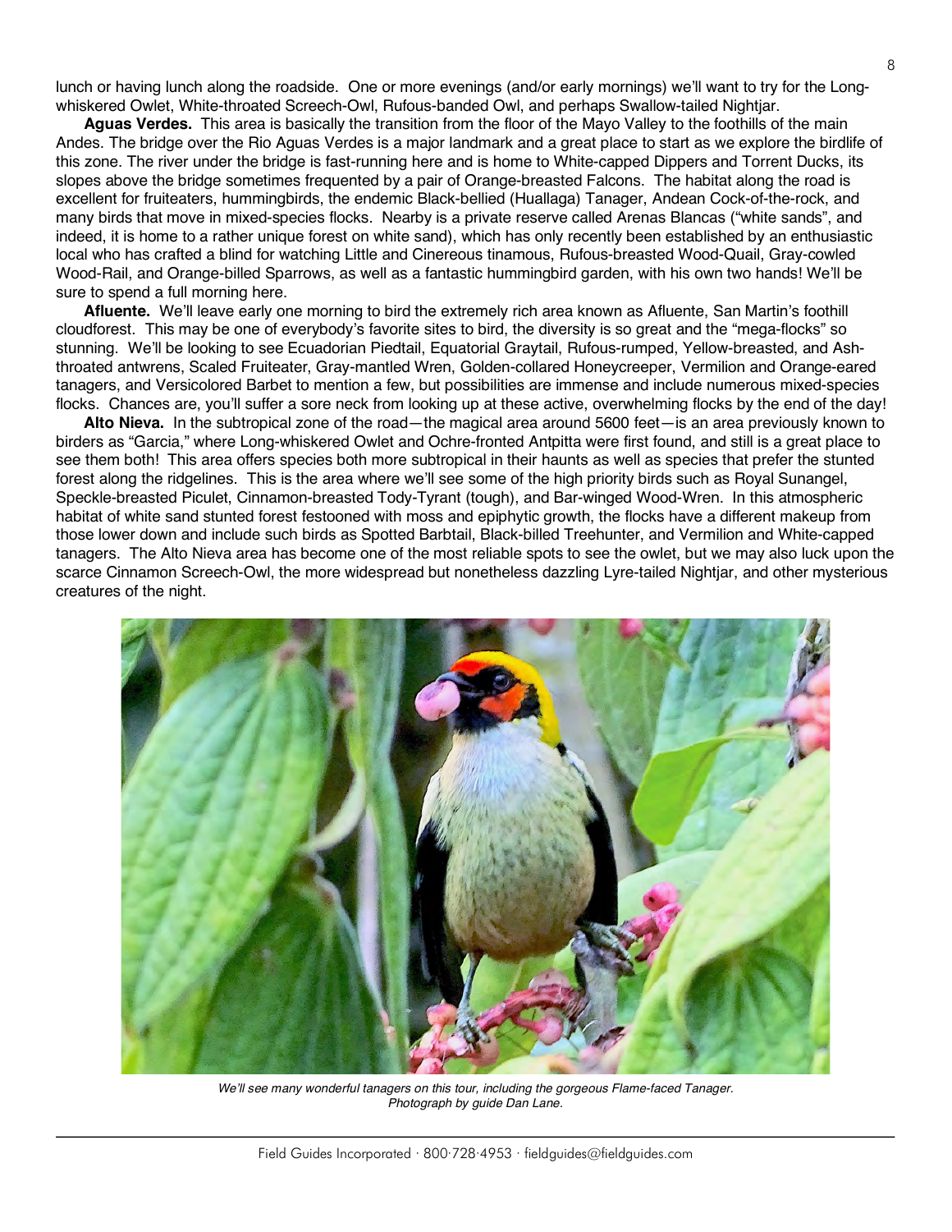lunch or having lunch along the roadside. One or more evenings (and/or early mornings) we'll want to try for the Long-whiskered Owlet, White-throated Screech-Owl, Rufous-banded Owl, and perhaps Swallow-tailed Nightjar.

**Aguas Verdes.** This area is basically the transition from the floor of the Mayo Valley to the foothills of the main Andes. The bridge over the Rio Aguas Verdes is a major landmark and a great place to start as we explore the birdlife of this zone. The river under the bridge is fast-running here and is home to White-capped Dippers and Torrent Ducks, its slopes above the bridge sometimes frequented by a pair of Orange-breasted Falcons. The habitat along the road is excellent for fruiteaters, hummingbirds, the endemic Black-bellied (Huallaga) Tanager, Andean Cock-of-the-rock, and many birds that move in mixed-species flocks. Nearby is a private reserve called Arenas Blancas ("white sands", and indeed, it is home to a rather unique forest on white sand), which has only recently been established by an enthusiastic local who has crafted a blind for watching Little and Cinereous tinamous, Rufous-breasted Wood-Quail, Gray-cowled Wood-Rail, and Orange-billed Sparrows, as well as a fantastic hummingbird garden, with his own two hands! We'll be sure to spend a full morning here.

**Afluente.** We'll leave early one morning to bird the extremely rich area known as Afluente, San Martin's foothill cloudforest. This may be one of everybody's favorite sites to bird, the diversity is so great and the "mega-flocks" so stunning. We'll be looking to see Ecuadorian Piedtail, Equatorial Graytail, Rufous-rumped, Yellow-breasted, and Ash-throated antwrens, Scaled Fruiteater, Gray-mantled Wren, Golden-collared Honeycreeper, Vermilion and Orange-eared tanagers, and Versicolored Barbet to mention a few, but possibilities are immense and include numerous mixed-species flocks. Chances are, you'll suffer a sore neck from looking up at these active, overwhelming flocks by the end of the day!

**Alto Nieva.** In the subtropical zone of the road—the magical area around 5600 feet—is an area previously known to birders as "Garcia," where Long-whiskered Owlet and Ochre-fronted Antpitta were first found, and still is a great place to see them both! This area offers species both more subtropical in their haunts as well as species that prefer the stunted forest along the ridgelines. This is the area where we'll see some of the high priority birds such as Royal Sunangel, Speckle-breasted Piculet, Cinnamon-breasted Tody-Tyrant (tough), and Bar-winged Wood-Wren. In this atmospheric habitat of white sand stunted forest festooned with moss and epiphytic growth, the flocks have a different makeup from those lower down and include such birds as Spotted Barbtail, Black-billed Treehunter, and Vermilion and White-capped tanagers. The Alto Nieva area has become one of the most reliable spots to see the owlet, but we may also luck upon the scarce Cinnamon Screech-Owl, the more widespread but nonetheless dazzling Lyre-tailed Nightjar, and other mysterious creatures of the night.

*We'll see many wonderful tanagers on this tour, including the gorgeous Flame-faced Tanager. Photograph by guide Dan Lane.*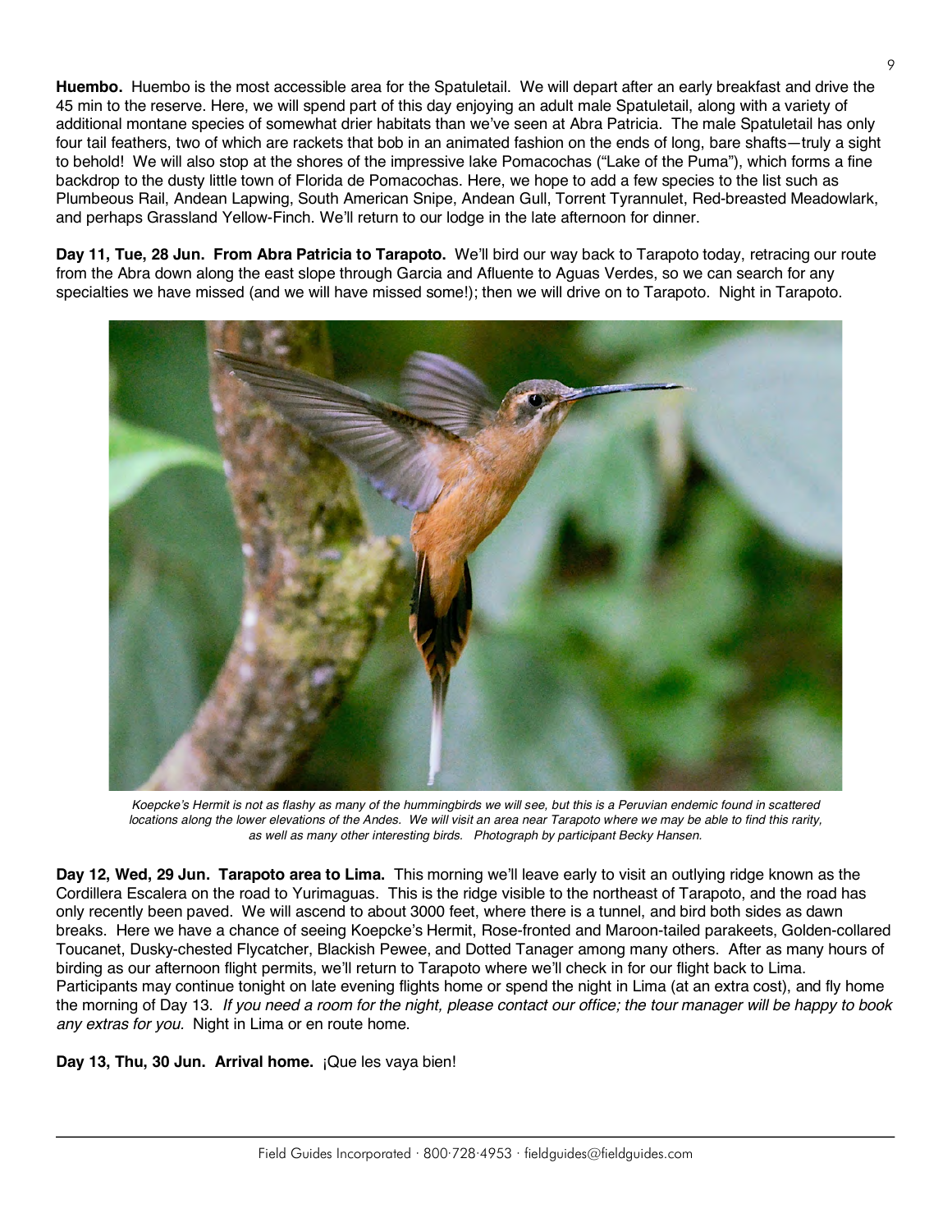**Huembo.** Huembo is the most accessible area for the Spatuletail. We will depart after an early breakfast and drive the 45 min to the reserve. Here, we will spend part of this day enjoying an adult male Spatuletail, along with a variety of additional montane species of somewhat drier habitats than we've seen at Abra Patricia. The male Spatuletail has only four tail feathers, two of which are rackets that bob in an animated fashion on the ends of long, bare shafts—truly a sight to behold! We will also stop at the shores of the impressive lake Pomacochas ("Lake of the Puma"), which forms a fine backdrop to the dusty little town of Florida de Pomacochas. Here, we hope to add a few species to the list such as Plumbeous Rail, Andean Lapwing, South American Snipe, Andean Gull, Torrent Tyrannulet, Red-breasted Meadowlark, and perhaps Grassland Yellow-Finch. We'll return to our lodge in the late afternoon for dinner.

**Day 11, Tue, 28 Jun. From Abra Patricia to Tarapoto.** We'll bird our way back to Tarapoto today, retracing our route from the Abra down along the east slope through Garcia and Afluente to Aguas Verdes, so we can search for any specialties we have missed (and we will have missed some!); then we will drive on to Tarapoto. Night in Tarapoto.

*Koepcke's Hermit is not as flashy as many of the hummingbirds we will see, but this is a Peruvian endemic found in scattered locations along the lower elevations of the Andes. We will visit an area near Tarapoto where we may be able to find this rarity, as well as many other interesting birds. Photograph by participant Becky Hansen.*

**Day 12, Wed, 29 Jun. Tarapoto area to Lima.** This morning we'll leave early to visit an outlying ridge known as the Cordillera Escalera on the road to Yurimaguas. This is the ridge visible to the northeast of Tarapoto, and the road has only recently been paved. We will ascend to about 3000 feet, where there is a tunnel, and bird both sides as dawn breaks. Here we have a chance of seeing Koepcke's Hermit, Rose-fronted and Maroon-tailed parakeets, Golden-collared Toucanet, Dusky-chested Flycatcher, Blackish Pewee, and Dotted Tanager among many others. After as many hours of birding as our afternoon flight permits, we'll return to Tarapoto where we'll check in for our flight back to Lima. Participants may continue tonight on late evening flights home or spend the night in Lima (at an extra cost), and fly home the morning of Day 13. *If you need a room for the night, please contact our office; the tour manager will be happy to book any extras for you.* Night in Lima or en route home.

**Day 13, Thu, 30 Jun. Arrival home.** ¡Que les vaya bien!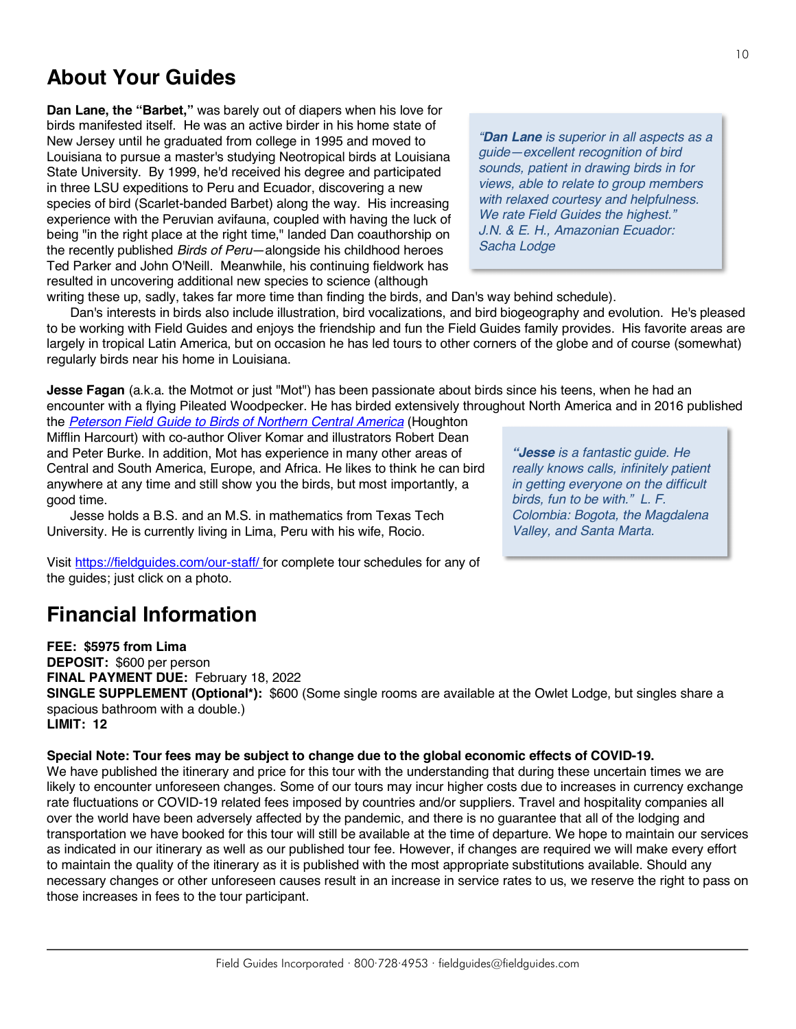## About Your Guides

**Dan Lane, the "Barbet,"** was barely out of diapers when his love for birds manifested itself. He was an active birder in his home state of New Jersey until he graduated from college in 1995 and moved to Louisiana to pursue a master's studying Neotropical birds at Louisiana State University. By 1999, he'd received his degree and participated in three LSU expeditions to Peru and Ecuador, discovering a new species of bird (Scarlet-banded Barbet) along the way. His increasing experience with the Peruvian avifauna, coupled with having the luck of being "in the right place at the right time," landed Dan coauthorship on the recently published *Birds of Peru*—alongside his childhood heroes Ted Parker and John O'Neill. Meanwhile, his continuing fieldwork has resulted in uncovering additional new species to science (although writing these up, sadly, takes far more time than finding the birds, and Dan's way behind schedule).

> *"**Dan Lane** is superior in all aspects as a guide—excellent recognition of bird sounds, patient in drawing birds in for views, able to relate to group members with relaxed courtesy and helpfulness. We rate Field Guides the highest." J.N. & E. H., Amazonian Ecuador: Sacha Lodge*

Dan's interests in birds also include illustration, bird vocalizations, and bird biogeography and evolution. He's pleased to be working with Field Guides and enjoys the friendship and fun the Field Guides family provides. His favorite areas are largely in tropical Latin America, but on occasion he has led tours to other corners of the globe and of course (somewhat) regularly birds near his home in Louisiana.

**Jesse Fagan** (a.k.a. the Motmot or just "Mot") has been passionate about birds since his teens, when he had an encounter with a flying Pileated Woodpecker. He has birded extensively throughout North America and in 2016 published the *Peterson Field Guide to Birds of Northern Central America* (Houghton Mifflin Harcourt) with co-author Oliver Komar and illustrators Robert Dean and Peter Burke. In addition, Mot has experience in many other areas of Central and South America, Europe, and Africa. He likes to think he can bird anywhere at any time and still show you the birds, but most importantly, a good time.

Jesse holds a B.S. and an M.S. in mathematics from Texas Tech University. He is currently living in Lima, Peru with his wife, Rocio.

> *"**Jesse** is a fantastic guide. He really knows calls, infinitely patient in getting everyone on the difficult birds, fun to be with." L. F. Colombia: Bogota, the Magdalena Valley, and Santa Marta.*

Visit https://fieldguides.com/our-staff/ for complete tour schedules for any of the guides; just click on a photo.

## Financial Information

**FEE: $5975 from Lima**
**DEPOSIT:** $600 per person
**FINAL PAYMENT DUE:** February 18, 2022
**SINGLE SUPPLEMENT (Optional*):** $600 (Some single rooms are available at the Owlet Lodge, but singles share a spacious bathroom with a double.)
**LIMIT: 12**

**Special Note: Tour fees may be subject to change due to the global economic effects of COVID-19.**
We have published the itinerary and price for this tour with the understanding that during these uncertain times we are likely to encounter unforeseen changes. Some of our tours may incur higher costs due to increases in currency exchange rate fluctuations or COVID-19 related fees imposed by countries and/or suppliers. Travel and hospitality companies all over the world have been adversely affected by the pandemic, and there is no guarantee that all of the lodging and transportation we have booked for this tour will still be available at the time of departure. We hope to maintain our services as indicated in our itinerary as well as our published tour fee. However, if changes are required we will make every effort to maintain the quality of the itinerary as it is published with the most appropriate substitutions available. Should any necessary changes or other unforeseen causes result in an increase in service rates to us, we reserve the right to pass on those increases in fees to the tour participant.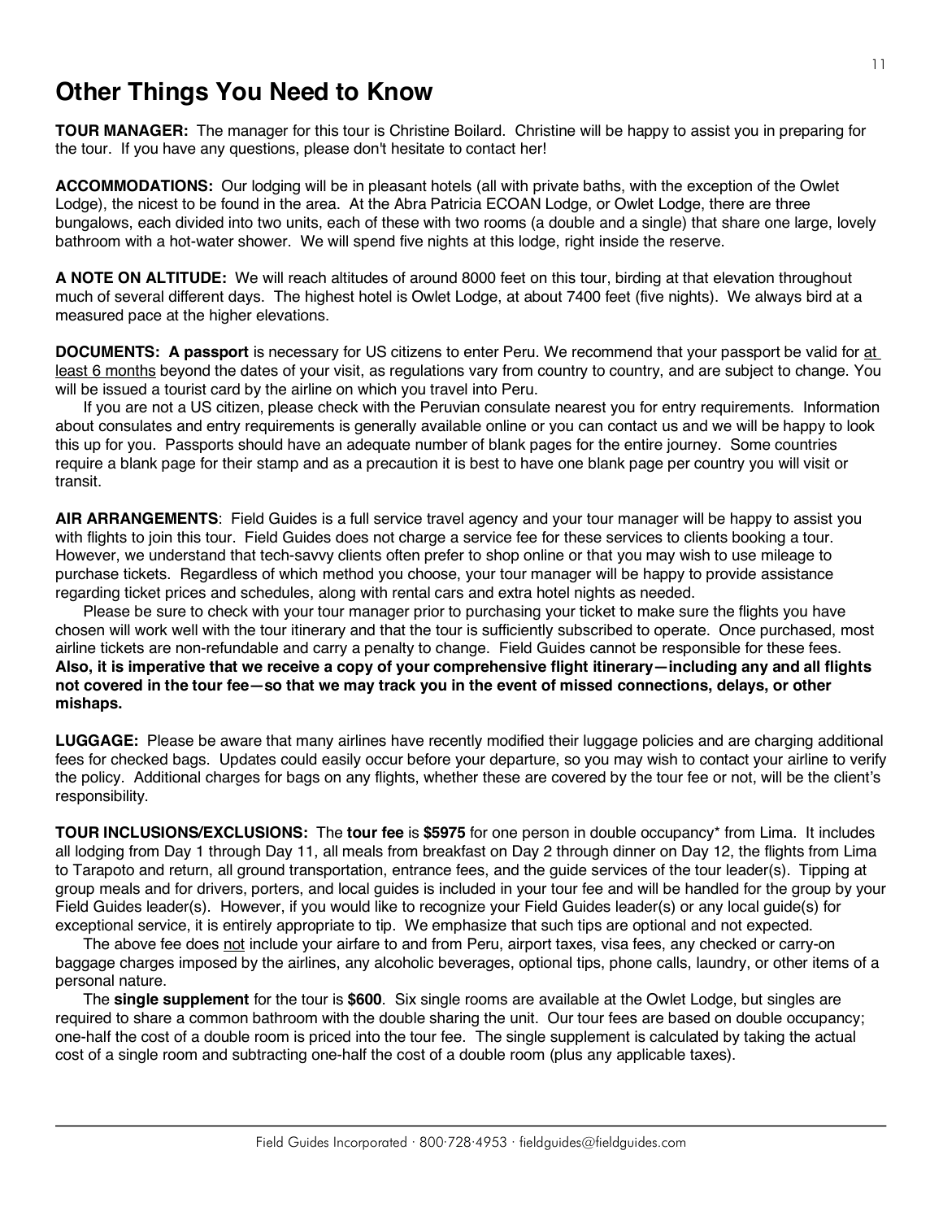# Other Things You Need to Know

**TOUR MANAGER:** The manager for this tour is Christine Boilard. Christine will be happy to assist you in preparing for the tour. If you have any questions, please don't hesitate to contact her!

**ACCOMMODATIONS:** Our lodging will be in pleasant hotels (all with private baths, with the exception of the Owlet Lodge), the nicest to be found in the area. At the Abra Patricia ECOAN Lodge, or Owlet Lodge, there are three bungalows, each divided into two units, each of these with two rooms (a double and a single) that share one large, lovely bathroom with a hot-water shower. We will spend five nights at this lodge, right inside the reserve.

**A NOTE ON ALTITUDE:** We will reach altitudes of around 8000 feet on this tour, birding at that elevation throughout much of several different days. The highest hotel is Owlet Lodge, at about 7400 feet (five nights). We always bird at a measured pace at the higher elevations.

**DOCUMENTS: A passport** is necessary for US citizens to enter Peru. We recommend that your passport be valid for at least 6 months beyond the dates of your visit, as regulations vary from country to country, and are subject to change. You will be issued a tourist card by the airline on which you travel into Peru.

If you are not a US citizen, please check with the Peruvian consulate nearest you for entry requirements. Information about consulates and entry requirements is generally available online or you can contact us and we will be happy to look this up for you. Passports should have an adequate number of blank pages for the entire journey. Some countries require a blank page for their stamp and as a precaution it is best to have one blank page per country you will visit or transit.

**AIR ARRANGEMENTS**: Field Guides is a full service travel agency and your tour manager will be happy to assist you with flights to join this tour. Field Guides does not charge a service fee for these services to clients booking a tour. However, we understand that tech-savvy clients often prefer to shop online or that you may wish to use mileage to purchase tickets. Regardless of which method you choose, your tour manager will be happy to provide assistance regarding ticket prices and schedules, along with rental cars and extra hotel nights as needed.

Please be sure to check with your tour manager prior to purchasing your ticket to make sure the flights you have chosen will work well with the tour itinerary and that the tour is sufficiently subscribed to operate. Once purchased, most airline tickets are non-refundable and carry a penalty to change. Field Guides cannot be responsible for these fees. **Also, it is imperative that we receive a copy of your comprehensive flight itinerary—including any and all flights not covered in the tour fee—so that we may track you in the event of missed connections, delays, or other mishaps.**

**LUGGAGE:** Please be aware that many airlines have recently modified their luggage policies and are charging additional fees for checked bags. Updates could easily occur before your departure, so you may wish to contact your airline to verify the policy. Additional charges for bags on any flights, whether these are covered by the tour fee or not, will be the client's responsibility.

**TOUR INCLUSIONS/EXCLUSIONS:** The **tour fee** is **$5975** for one person in double occupancy* from Lima. It includes all lodging from Day 1 through Day 11, all meals from breakfast on Day 2 through dinner on Day 12, the flights from Lima to Tarapoto and return, all ground transportation, entrance fees, and the guide services of the tour leader(s). Tipping at group meals and for drivers, porters, and local guides is included in your tour fee and will be handled for the group by your Field Guides leader(s). However, if you would like to recognize your Field Guides leader(s) or any local guide(s) for exceptional service, it is entirely appropriate to tip. We emphasize that such tips are optional and not expected.

The above fee does not include your airfare to and from Peru, airport taxes, visa fees, any checked or carry-on baggage charges imposed by the airlines, any alcoholic beverages, optional tips, phone calls, laundry, or other items of a personal nature.

The **single supplement** for the tour is **$600**. Six single rooms are available at the Owlet Lodge, but singles are required to share a common bathroom with the double sharing the unit. Our tour fees are based on double occupancy; one-half the cost of a double room is priced into the tour fee. The single supplement is calculated by taking the actual cost of a single room and subtracting one-half the cost of a double room (plus any applicable taxes).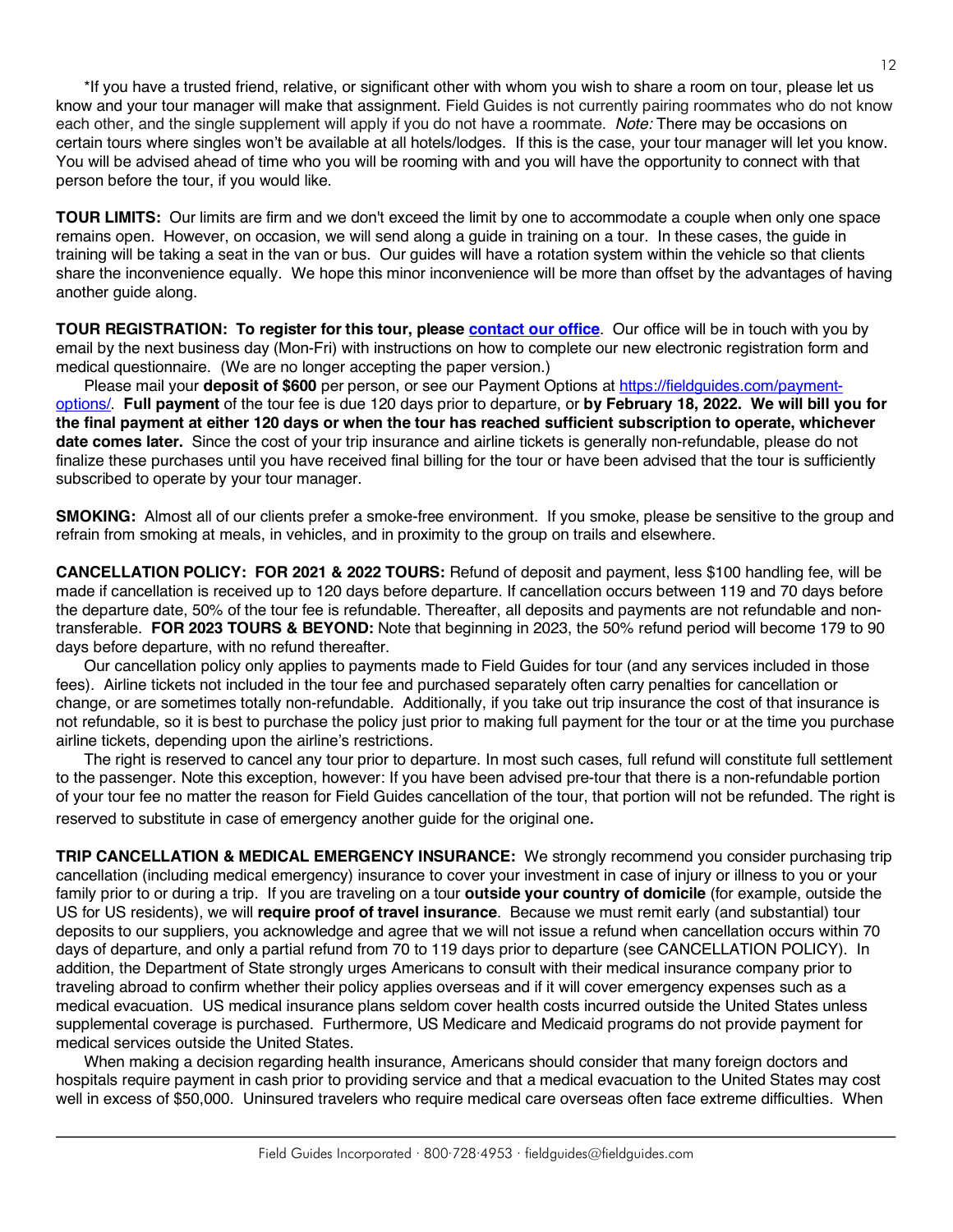*If you have a trusted friend, relative, or significant other with whom you wish to share a room on tour, please let us know and your tour manager will make that assignment. Field Guides is not currently pairing roommates who do not know each other, and the single supplement will apply if you do not have a roommate. *Note:* There may be occasions on certain tours where singles won't be available at all hotels/lodges. If this is the case, your tour manager will let you know. You will be advised ahead of time who you will be rooming with and you will have the opportunity to connect with that person before the tour, if you would like.

**TOUR LIMITS:** Our limits are firm and we don't exceed the limit by one to accommodate a couple when only one space remains open. However, on occasion, we will send along a guide in training on a tour. In these cases, the guide in training will be taking a seat in the van or bus. Our guides will have a rotation system within the vehicle so that clients share the inconvenience equally. We hope this minor inconvenience will be more than offset by the advantages of having another guide along.

**TOUR REGISTRATION: To register for this tour, please [contact our office](contact our office).** Our office will be in touch with you by email by the next business day (Mon-Fri) with instructions on how to complete our new electronic registration form and medical questionnaire. (We are no longer accepting the paper version.)

Please mail your **deposit of $600** per person, or see our Payment Options at https://fieldguides.com/payment-options/. **Full payment** of the tour fee is due 120 days prior to departure, or **by February 18, 2022. We will bill you for the final payment at either 120 days or when the tour has reached sufficient subscription to operate, whichever date comes later.** Since the cost of your trip insurance and airline tickets is generally non-refundable, please do not finalize these purchases until you have received final billing for the tour or have been advised that the tour is sufficiently subscribed to operate by your tour manager.

**SMOKING:** Almost all of our clients prefer a smoke-free environment. If you smoke, please be sensitive to the group and refrain from smoking at meals, in vehicles, and in proximity to the group on trails and elsewhere.

**CANCELLATION POLICY: FOR 2021 & 2022 TOURS:** Refund of deposit and payment, less $100 handling fee, will be made if cancellation is received up to 120 days before departure. If cancellation occurs between 119 and 70 days before the departure date, 50% of the tour fee is refundable. Thereafter, all deposits and payments are not refundable and non-transferable. **FOR 2023 TOURS & BEYOND:** Note that beginning in 2023, the 50% refund period will become 179 to 90 days before departure, with no refund thereafter.

Our cancellation policy only applies to payments made to Field Guides for tour (and any services included in those fees). Airline tickets not included in the tour fee and purchased separately often carry penalties for cancellation or change, or are sometimes totally non-refundable. Additionally, if you take out trip insurance the cost of that insurance is not refundable, so it is best to purchase the policy just prior to making full payment for the tour or at the time you purchase airline tickets, depending upon the airline's restrictions.

The right is reserved to cancel any tour prior to departure. In most such cases, full refund will constitute full settlement to the passenger. Note this exception, however: If you have been advised pre-tour that there is a non-refundable portion of your tour fee no matter the reason for Field Guides cancellation of the tour, that portion will not be refunded. The right is reserved to substitute in case of emergency another guide for the original one.

**TRIP CANCELLATION & MEDICAL EMERGENCY INSURANCE:** We strongly recommend you consider purchasing trip cancellation (including medical emergency) insurance to cover your investment in case of injury or illness to you or your family prior to or during a trip. If you are traveling on a tour **outside your country of domicile** (for example, outside the US for US residents), we will **require proof of travel insurance**. Because we must remit early (and substantial) tour deposits to our suppliers, you acknowledge and agree that we will not issue a refund when cancellation occurs within 70 days of departure, and only a partial refund from 70 to 119 days prior to departure (see CANCELLATION POLICY). In addition, the Department of State strongly urges Americans to consult with their medical insurance company prior to traveling abroad to confirm whether their policy applies overseas and if it will cover emergency expenses such as a medical evacuation. US medical insurance plans seldom cover health costs incurred outside the United States unless supplemental coverage is purchased. Furthermore, US Medicare and Medicaid programs do not provide payment for medical services outside the United States.

When making a decision regarding health insurance, Americans should consider that many foreign doctors and hospitals require payment in cash prior to providing service and that a medical evacuation to the United States may cost well in excess of $50,000. Uninsured travelers who require medical care overseas often face extreme difficulties. When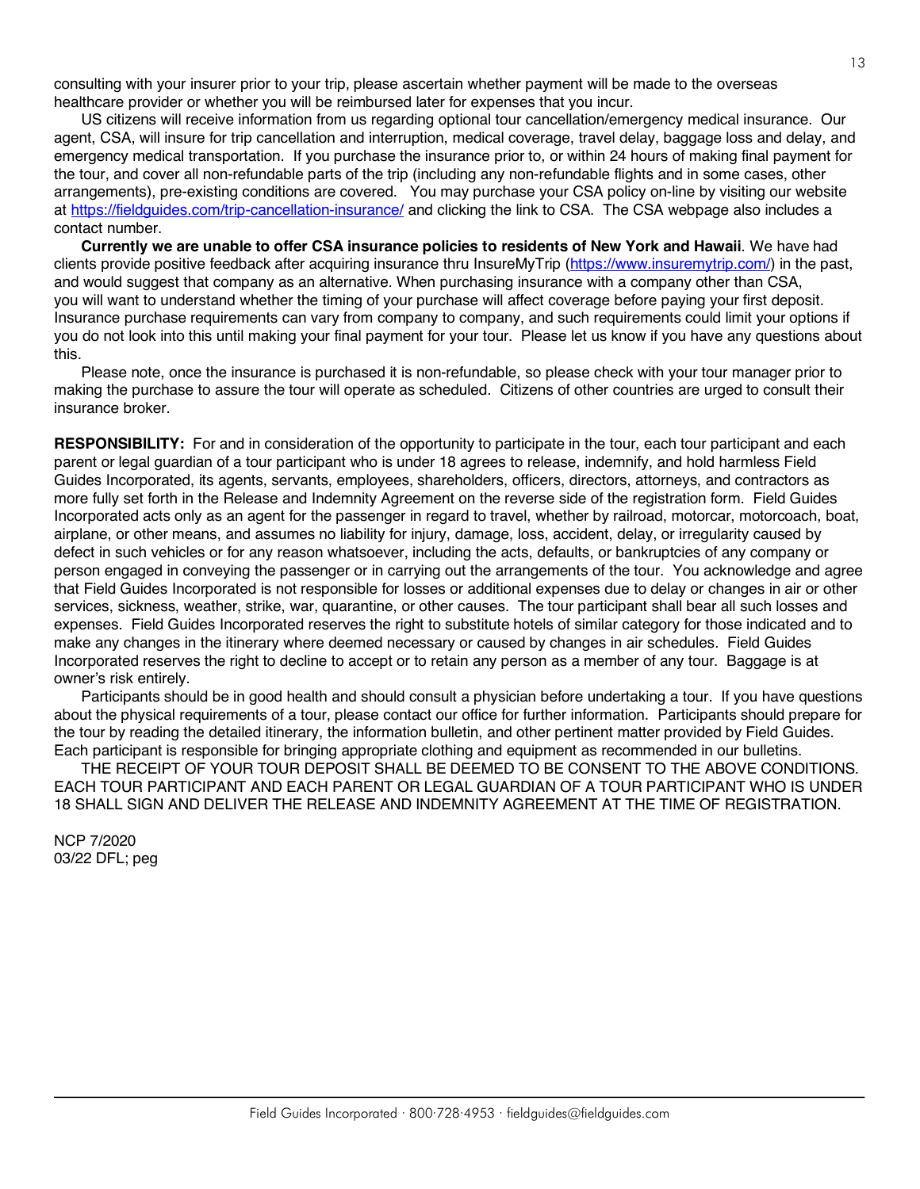consulting with your insurer prior to your trip, please ascertain whether payment will be made to the overseas healthcare provider or whether you will be reimbursed later for expenses that you incur.

US citizens will receive information from us regarding optional tour cancellation/emergency medical insurance. Our agent, CSA, will insure for trip cancellation and interruption, medical coverage, travel delay, baggage loss and delay, and emergency medical transportation. If you purchase the insurance prior to, or within 24 hours of making final payment for the tour, and cover all non-refundable parts of the trip (including any non-refundable flights and in some cases, other arrangements), pre-existing conditions are covered. You may purchase your CSA policy on-line by visiting our website at https://fieldguides.com/trip-cancellation-insurance/ and clicking the link to CSA. The CSA webpage also includes a contact number.

**Currently we are unable to offer CSA insurance policies to residents of New York and Hawaii**. We have had clients provide positive feedback after acquiring insurance thru InsureMyTrip (https://www.insuremytrip.com/) in the past, and would suggest that company as an alternative. When purchasing insurance with a company other than CSA, you will want to understand whether the timing of your purchase will affect coverage before paying your first deposit. Insurance purchase requirements can vary from company to company, and such requirements could limit your options if you do not look into this until making your final payment for your tour. Please let us know if you have any questions about this.

Please note, once the insurance is purchased it is non-refundable, so please check with your tour manager prior to making the purchase to assure the tour will operate as scheduled. Citizens of other countries are urged to consult their insurance broker.

**RESPONSIBILITY:** For and in consideration of the opportunity to participate in the tour, each tour participant and each parent or legal guardian of a tour participant who is under 18 agrees to release, indemnify, and hold harmless Field Guides Incorporated, its agents, servants, employees, shareholders, officers, directors, attorneys, and contractors as more fully set forth in the Release and Indemnity Agreement on the reverse side of the registration form. Field Guides Incorporated acts only as an agent for the passenger in regard to travel, whether by railroad, motorcar, motorcoach, boat, airplane, or other means, and assumes no liability for injury, damage, loss, accident, delay, or irregularity caused by defect in such vehicles or for any reason whatsoever, including the acts, defaults, or bankruptcies of any company or person engaged in conveying the passenger or in carrying out the arrangements of the tour. You acknowledge and agree that Field Guides Incorporated is not responsible for losses or additional expenses due to delay or changes in air or other services, sickness, weather, strike, war, quarantine, or other causes. The tour participant shall bear all such losses and expenses. Field Guides Incorporated reserves the right to substitute hotels of similar category for those indicated and to make any changes in the itinerary where deemed necessary or caused by changes in air schedules. Field Guides Incorporated reserves the right to decline to accept or to retain any person as a member of any tour. Baggage is at owner's risk entirely.

Participants should be in good health and should consult a physician before undertaking a tour. If you have questions about the physical requirements of a tour, please contact our office for further information. Participants should prepare for the tour by reading the detailed itinerary, the information bulletin, and other pertinent matter provided by Field Guides. Each participant is responsible for bringing appropriate clothing and equipment as recommended in our bulletins.

THE RECEIPT OF YOUR TOUR DEPOSIT SHALL BE DEEMED TO BE CONSENT TO THE ABOVE CONDITIONS. EACH TOUR PARTICIPANT AND EACH PARENT OR LEGAL GUARDIAN OF A TOUR PARTICIPANT WHO IS UNDER 18 SHALL SIGN AND DELIVER THE RELEASE AND INDEMNITY AGREEMENT AT THE TIME OF REGISTRATION.

NCP 7/2020
03/22 DFL; peg